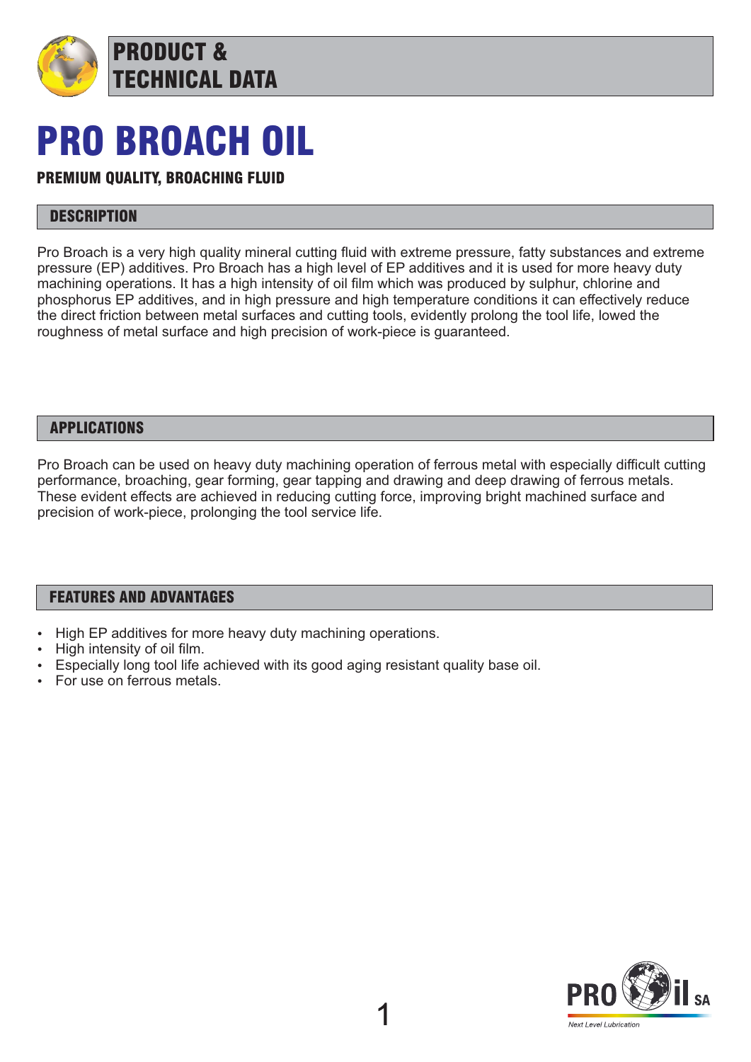# PRODUCT & TECHNICAL DATA

# PRO BROACH OIL

**PREMIUM QUALITY, BROACHING FLUID**

## DESCRIPTION

Pro Broach is a very high quality mineral cutting fluid with extreme pressure, fatty substances and extreme pressure (EP) additives. Pro Broach has a high level of EP additives and it is used for more heavy duty machining operations. It has a high intensity of oil film which was produced by sulphur, chlorine and phosphorus EP additives, and in high pressure and high temperature conditions it can effectively reduce the direct friction between metal surfaces and cutting tools, evidently prolong the tool life, lowed the roughness of metal surface and high precision of work-piece is guaranteed.

## APPLICATIONS

Pro Broach can be used on heavy duty machining operation of ferrous metal with especially difficult cutting performance, broaching, gear forming, gear tapping and drawing and deep drawing of ferrous metals. These evident effects are achieved in reducing cutting force, improving bright machined surface and precision of work-piece, prolonging the tool service life.

## FEATURES AND ADVANTAGES

- High EP additives for more heavy duty machining operations.
- High intensity of oil film.
- Especially long tool life achieved with its good aging resistant quality base oil.
- For use on ferrous metals.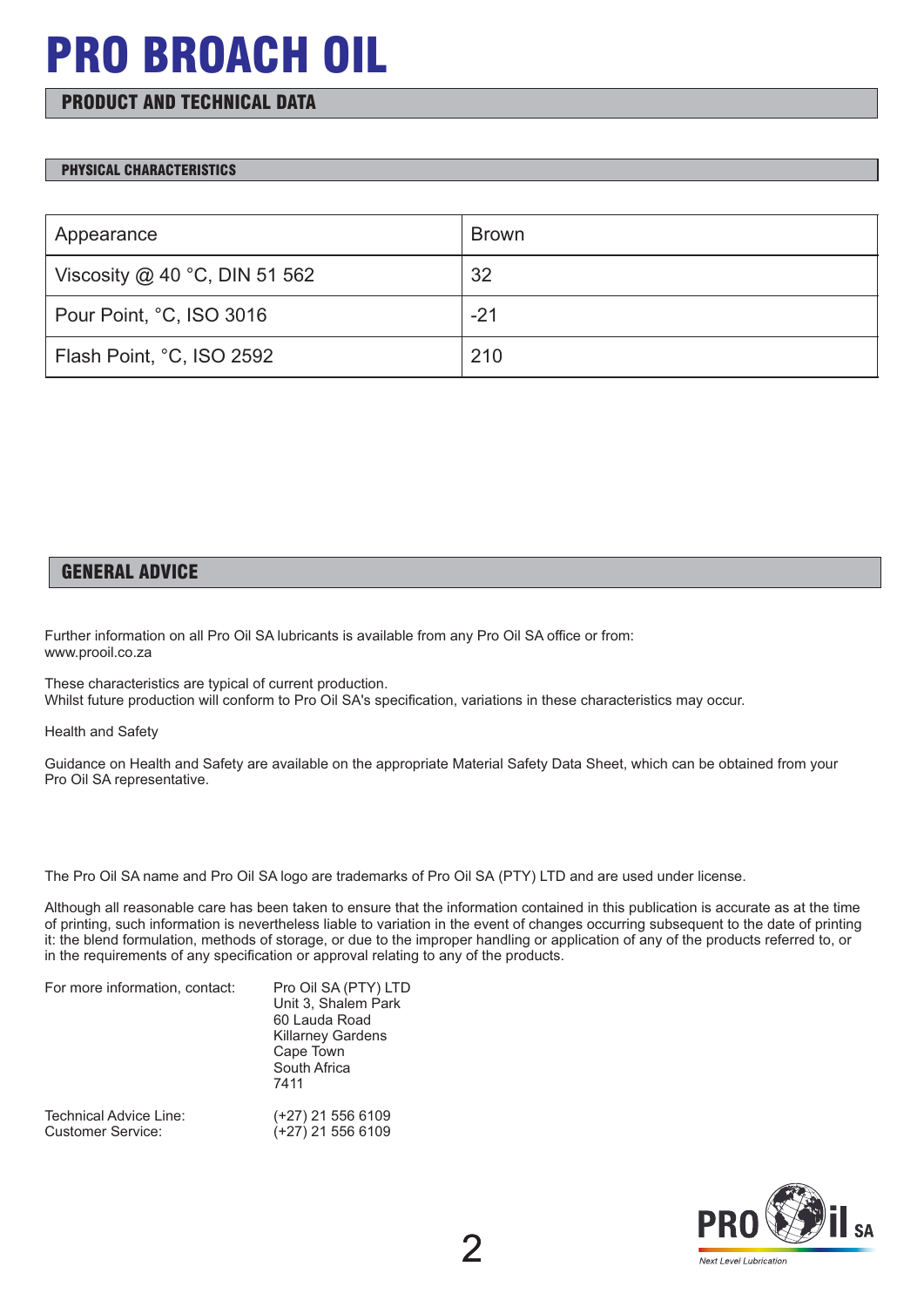# PRO BROACH OIL

## PRODUCT AND TECHNICAL DATA

### PHYSICAL CHARACTERISTICS

| | |
|---|---|
| Appearance | Brown |
| Viscosity @ 40 °C, DIN 51 562 | 32 |
| Pour Point, °C, ISO 3016 | -21 |
| Flash Point, °C, ISO 2592 | 210 |

## GENERAL ADVICE

Further information on all Pro Oil SA lubricants is available from any Pro Oil SA office or from:
www.prooil.co.za

These characteristics are typical of current production.
Whilst future production will conform to Pro Oil SA's specification, variations in these characteristics may occur.

Health and Safety

Guidance on Health and Safety are available on the appropriate Material Safety Data Sheet, which can be obtained from your Pro Oil SA representative.

The Pro Oil SA name and Pro Oil SA logo are trademarks of Pro Oil SA (PTY) LTD and are used under license.

Although all reasonable care has been taken to ensure that the information contained in this publication is accurate as at the time of printing, such information is nevertheless liable to variation in the event of changes occurring subsequent to the date of printing it: the blend formulation, methods of storage, or due to the improper handling or application of any of the products referred to, or in the requirements of any specification or approval relating to any of the products.

For more information, contact:

Pro Oil SA (PTY) LTD
Unit 3, Shalem Park
60 Lauda Road
Killarney Gardens
Cape Town
South Africa
7411

Technical Advice Line: (+27) 21 556 6109
Customer Service: (+27) 21 556 6109

PRO Oil SA
Next Level Lubrication